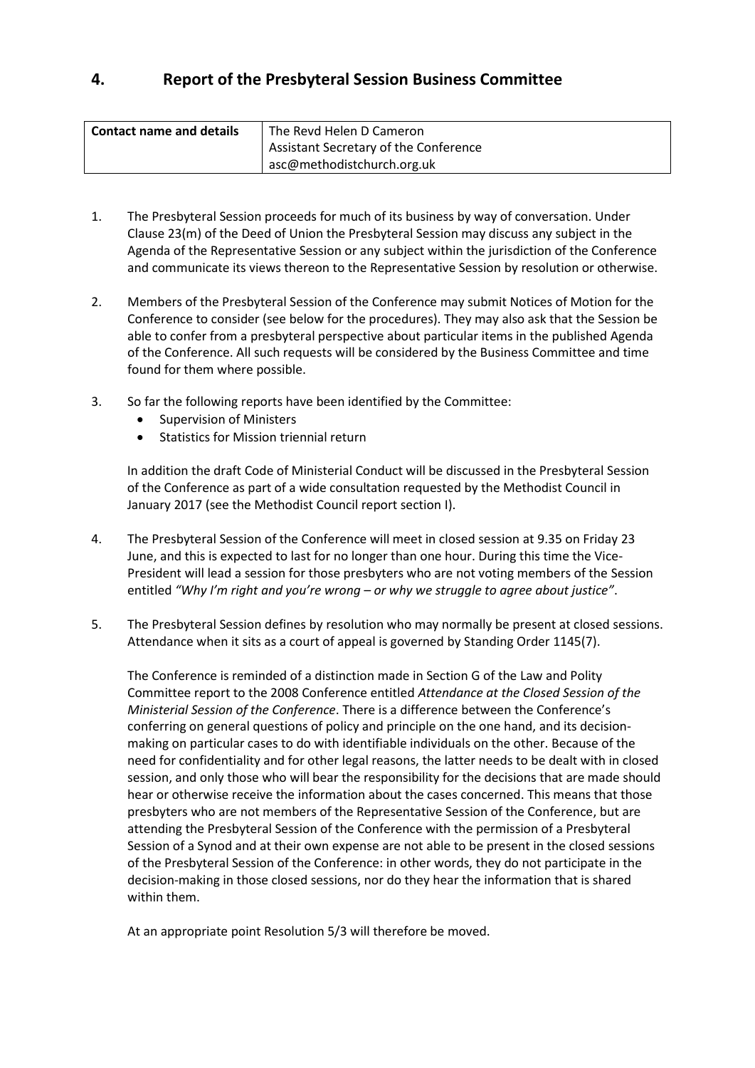## 4. Report of the Presbyteral Session Business Committee

| Contact name and details | The Revd Helen D Cameron<br>Assistant Secretary of the Conference<br>asc@methodistchurch.org.uk |
|---|---|

1. The Presbyteral Session proceeds for much of its business by way of conversation. Under Clause 23(m) of the Deed of Union the Presbyteral Session may discuss any subject in the Agenda of the Representative Session or any subject within the jurisdiction of the Conference and communicate its views thereon to the Representative Session by resolution or otherwise.

2. Members of the Presbyteral Session of the Conference may submit Notices of Motion for the Conference to consider (see below for the procedures). They may also ask that the Session be able to confer from a presbyteral perspective about particular items in the published Agenda of the Conference. All such requests will be considered by the Business Committee and time found for them where possible.

3. So far the following reports have been identified by the Committee:
   - Supervision of Ministers
   - Statistics for Mission triennial return

   In addition the draft Code of Ministerial Conduct will be discussed in the Presbyteral Session of the Conference as part of a wide consultation requested by the Methodist Council in January 2017 (see the Methodist Council report section I).

4. The Presbyteral Session of the Conference will meet in closed session at 9.35 on Friday 23 June, and this is expected to last for no longer than one hour. During this time the Vice-President will lead a session for those presbyters who are not voting members of the Session entitled *"Why I'm right and you're wrong – or why we struggle to agree about justice"*.

5. The Presbyteral Session defines by resolution who may normally be present at closed sessions. Attendance when it sits as a court of appeal is governed by Standing Order 1145(7).

   The Conference is reminded of a distinction made in Section G of the Law and Polity Committee report to the 2008 Conference entitled *Attendance at the Closed Session of the Ministerial Session of the Conference*. There is a difference between the Conference's conferring on general questions of policy and principle on the one hand, and its decision-making on particular cases to do with identifiable individuals on the other. Because of the need for confidentiality and for other legal reasons, the latter needs to be dealt with in closed session, and only those who will bear the responsibility for the decisions that are made should hear or otherwise receive the information about the cases concerned. This means that those presbyters who are not members of the Representative Session of the Conference, but are attending the Presbyteral Session of the Conference with the permission of a Presbyteral Session of a Synod and at their own expense are not able to be present in the closed sessions of the Presbyteral Session of the Conference: in other words, they do not participate in the decision-making in those closed sessions, nor do they hear the information that is shared within them.

   At an appropriate point Resolution 5/3 will therefore be moved.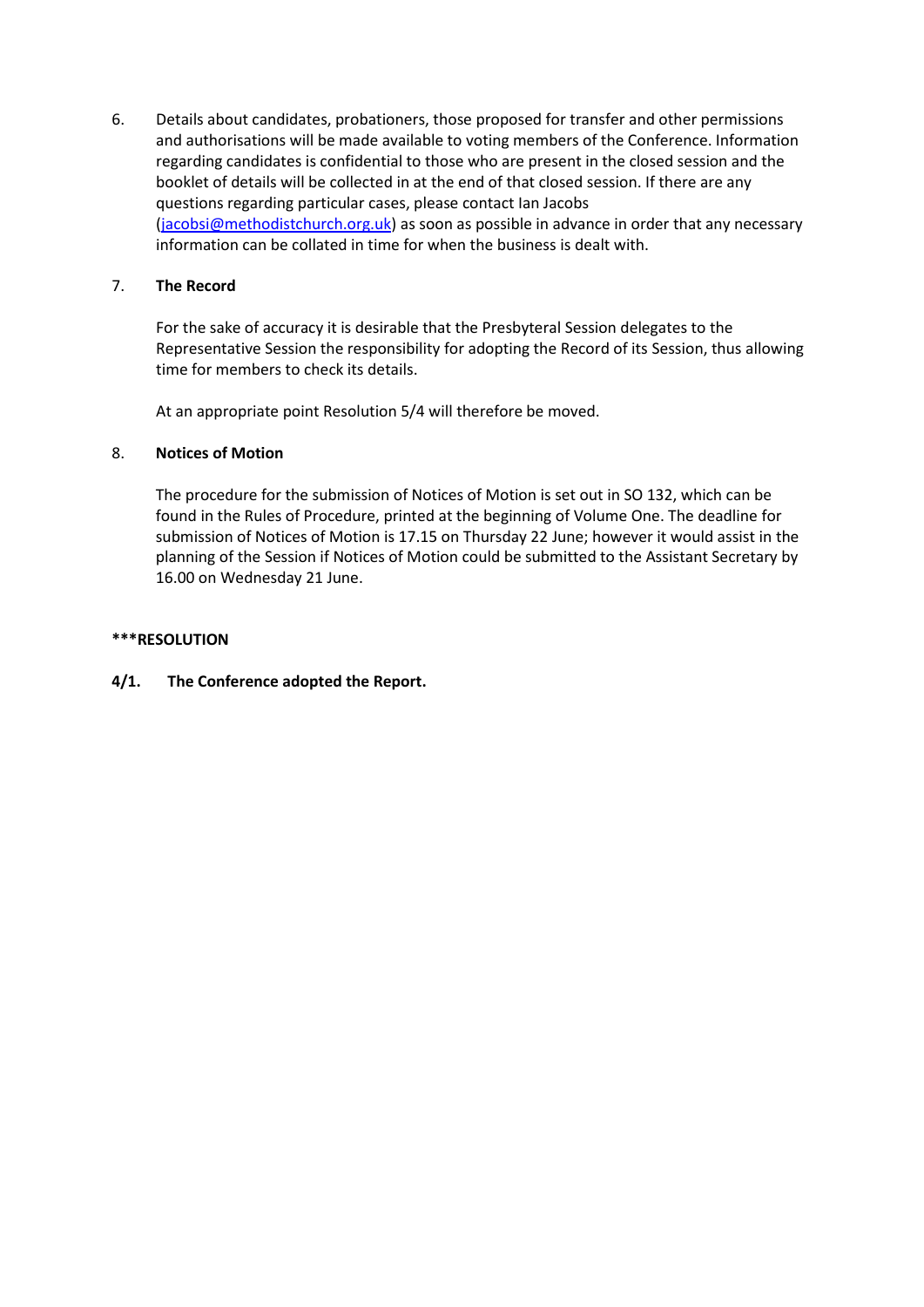6. Details about candidates, probationers, those proposed for transfer and other permissions and authorisations will be made available to voting members of the Conference. Information regarding candidates is confidential to those who are present in the closed session and the booklet of details will be collected in at the end of that closed session. If there are any questions regarding particular cases, please contact Ian Jacobs (jacobsi@methodistchurch.org.uk) as soon as possible in advance in order that any necessary information can be collated in time for when the business is dealt with.

7. **The Record**

   For the sake of accuracy it is desirable that the Presbyteral Session delegates to the Representative Session the responsibility for adopting the Record of its Session, thus allowing time for members to check its details.

   At an appropriate point Resolution 5/4 will therefore be moved.

8. **Notices of Motion**

   The procedure for the submission of Notices of Motion is set out in SO 132, which can be found in the Rules of Procedure, printed at the beginning of Volume One. The deadline for submission of Notices of Motion is 17.15 on Thursday 22 June; however it would assist in the planning of the Session if Notices of Motion could be submitted to the Assistant Secretary by 16.00 on Wednesday 21 June.

**\*\*\*RESOLUTION**

**4/1. The Conference adopted the Report.**